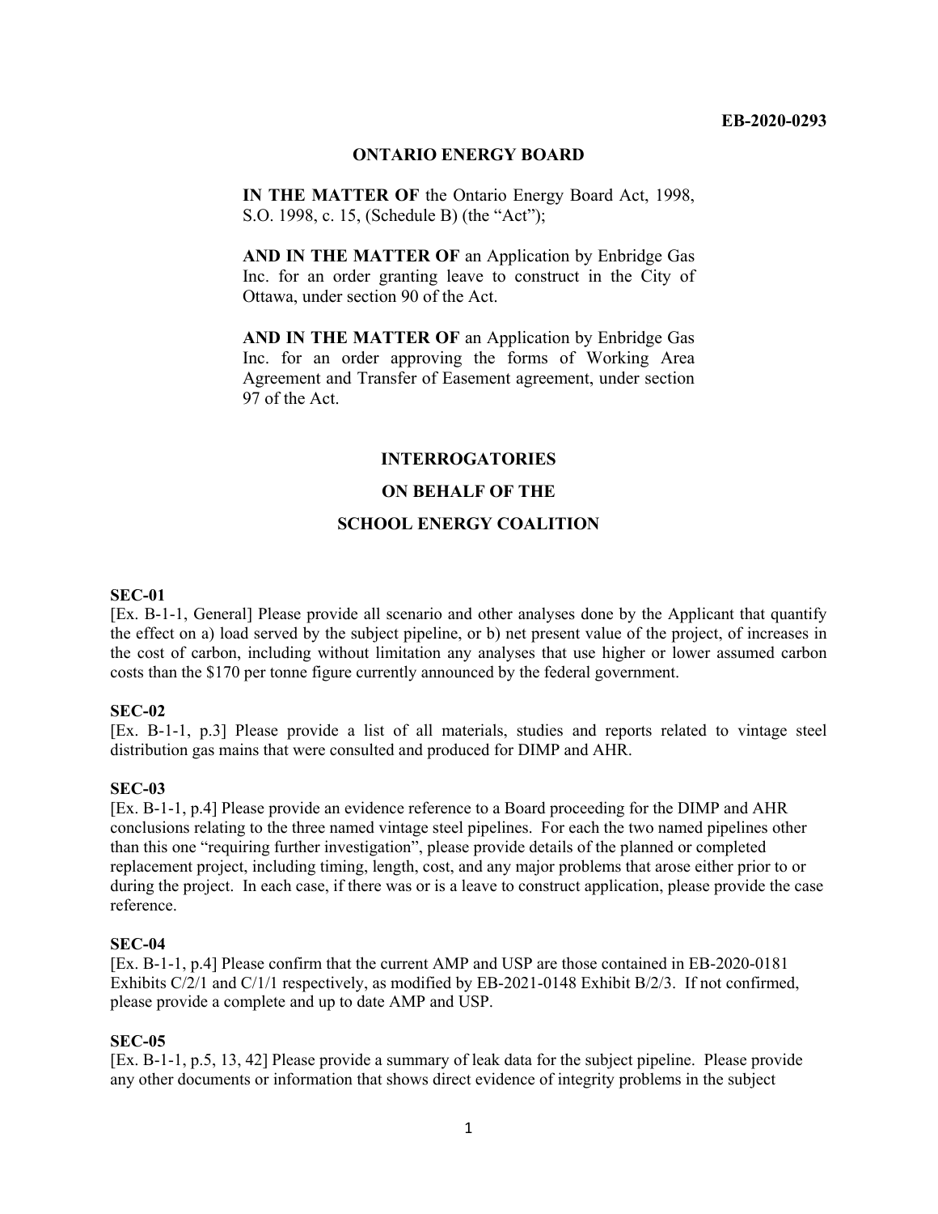**EB-2020-0293**

**ONTARIO ENERGY BOARD**

**IN THE MATTER OF** the Ontario Energy Board Act, 1998, S.O. 1998, c. 15, (Schedule B) (the "Act");

**AND IN THE MATTER OF** an Application by Enbridge Gas Inc. for an order granting leave to construct in the City of Ottawa, under section 90 of the Act.

**AND IN THE MATTER OF** an Application by Enbridge Gas Inc. for an order approving the forms of Working Area Agreement and Transfer of Easement agreement, under section 97 of the Act.

**INTERROGATORIES**

**ON BEHALF OF THE**

**SCHOOL ENERGY COALITION**

**SEC-01**

[Ex. B-1-1, General] Please provide all scenario and other analyses done by the Applicant that quantify the effect on a) load served by the subject pipeline, or b) net present value of the project, of increases in the cost of carbon, including without limitation any analyses that use higher or lower assumed carbon costs than the $170 per tonne figure currently announced by the federal government.

**SEC-02**

[Ex. B-1-1, p.3] Please provide a list of all materials, studies and reports related to vintage steel distribution gas mains that were consulted and produced for DIMP and AHR.

**SEC-03**

[Ex. B-1-1, p.4] Please provide an evidence reference to a Board proceeding for the DIMP and AHR conclusions relating to the three named vintage steel pipelines. For each the two named pipelines other than this one "requiring further investigation", please provide details of the planned or completed replacement project, including timing, length, cost, and any major problems that arose either prior to or during the project. In each case, if there was or is a leave to construct application, please provide the case reference.

**SEC-04**

[Ex. B-1-1, p.4] Please confirm that the current AMP and USP are those contained in EB-2020-0181 Exhibits C/2/1 and C/1/1 respectively, as modified by EB-2021-0148 Exhibit B/2/3. If not confirmed, please provide a complete and up to date AMP and USP.

**SEC-05**

[Ex. B-1-1, p.5, 13, 42] Please provide a summary of leak data for the subject pipeline. Please provide any other documents or information that shows direct evidence of integrity problems in the subject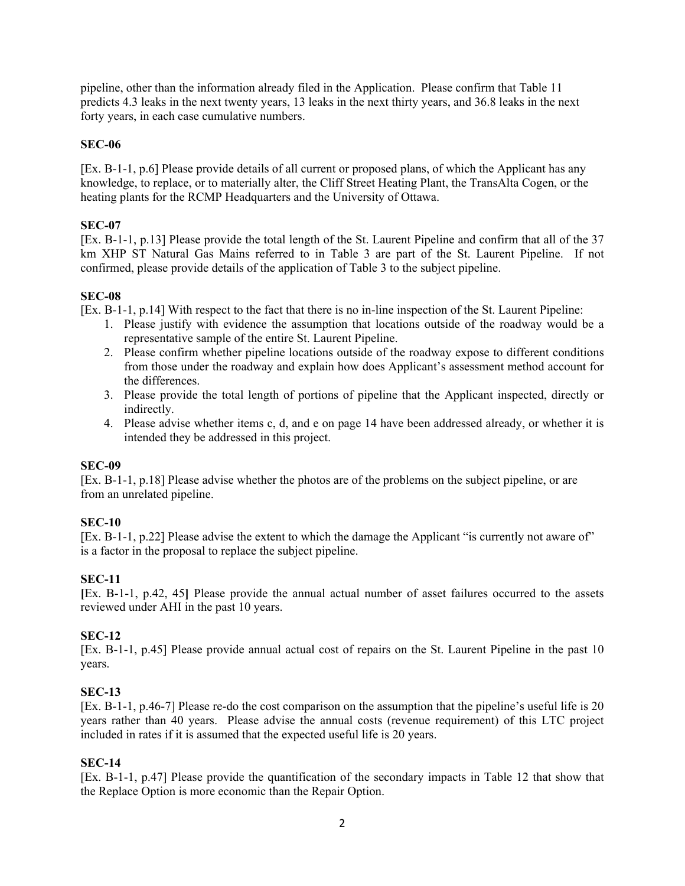pipeline, other than the information already filed in the Application. Please confirm that Table 11 predicts 4.3 leaks in the next twenty years, 13 leaks in the next thirty years, and 36.8 leaks in the next forty years, in each case cumulative numbers.

**SEC-06**

[Ex. B-1-1, p.6] Please provide details of all current or proposed plans, of which the Applicant has any knowledge, to replace, or to materially alter, the Cliff Street Heating Plant, the TransAlta Cogen, or the heating plants for the RCMP Headquarters and the University of Ottawa.

**SEC-07**

[Ex. B-1-1, p.13] Please provide the total length of the St. Laurent Pipeline and confirm that all of the 37 km XHP ST Natural Gas Mains referred to in Table 3 are part of the St. Laurent Pipeline. If not confirmed, please provide details of the application of Table 3 to the subject pipeline.

**SEC-08**

[Ex. B-1-1, p.14] With respect to the fact that there is no in-line inspection of the St. Laurent Pipeline:

1. Please justify with evidence the assumption that locations outside of the roadway would be a representative sample of the entire St. Laurent Pipeline.
2. Please confirm whether pipeline locations outside of the roadway expose to different conditions from those under the roadway and explain how does Applicant's assessment method account for the differences.
3. Please provide the total length of portions of pipeline that the Applicant inspected, directly or indirectly.
4. Please advise whether items c, d, and e on page 14 have been addressed already, or whether it is intended they be addressed in this project.

**SEC-09**

[Ex. B-1-1, p.18] Please advise whether the photos are of the problems on the subject pipeline, or are from an unrelated pipeline.

**SEC-10**

[Ex. B-1-1, p.22] Please advise the extent to which the damage the Applicant "is currently not aware of" is a factor in the proposal to replace the subject pipeline.

**SEC-11**

**[**Ex. B-1-1, p.42, 45**]** Please provide the annual actual number of asset failures occurred to the assets reviewed under AHI in the past 10 years.

**SEC-12**

[Ex. B-1-1, p.45] Please provide annual actual cost of repairs on the St. Laurent Pipeline in the past 10 years.

**SEC-13**

[Ex. B-1-1, p.46-7] Please re-do the cost comparison on the assumption that the pipeline's useful life is 20 years rather than 40 years. Please advise the annual costs (revenue requirement) of this LTC project included in rates if it is assumed that the expected useful life is 20 years.

**SEC-14**

[Ex. B-1-1, p.47] Please provide the quantification of the secondary impacts in Table 12 that show that the Replace Option is more economic than the Repair Option.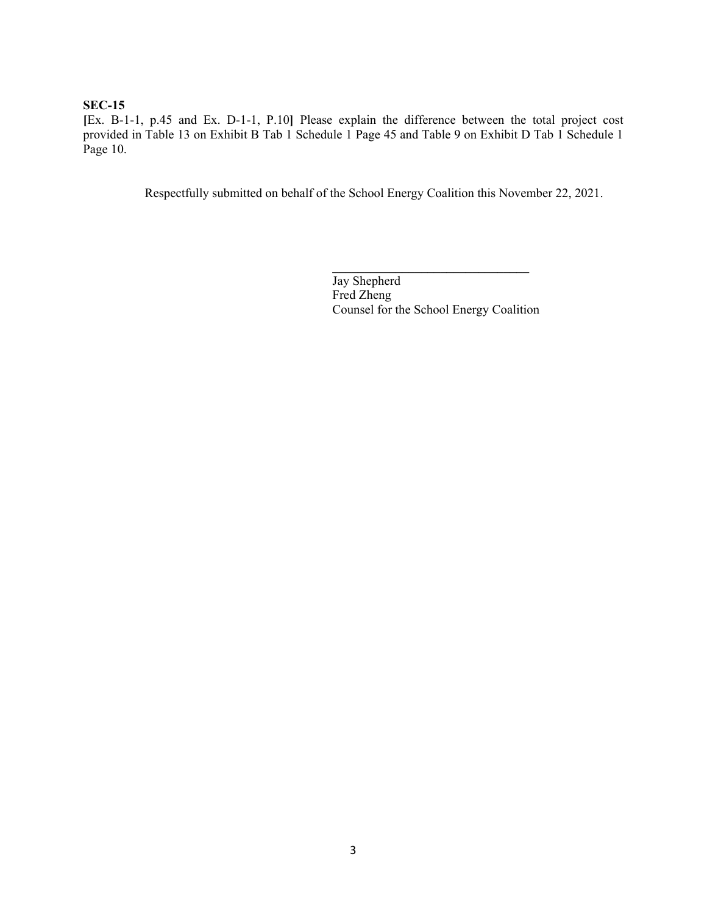**SEC-15**

**[**Ex. B-1-1, p.45 and Ex. D-1-1, P.10**]** Please explain the difference between the total project cost provided in Table 13 on Exhibit B Tab 1 Schedule 1 Page 45 and Table 9 on Exhibit D Tab 1 Schedule 1 Page 10.

Respectfully submitted on behalf of the School Energy Coalition this November 22, 2021.

\_\_\_\_\_\_\_\_\_\_\_\_\_\_\_\_\_\_\_\_\_\_\_\_\_\_\_\_\_\_\_\_

Jay Shepherd
Fred Zheng
Counsel for the School Energy Coalition